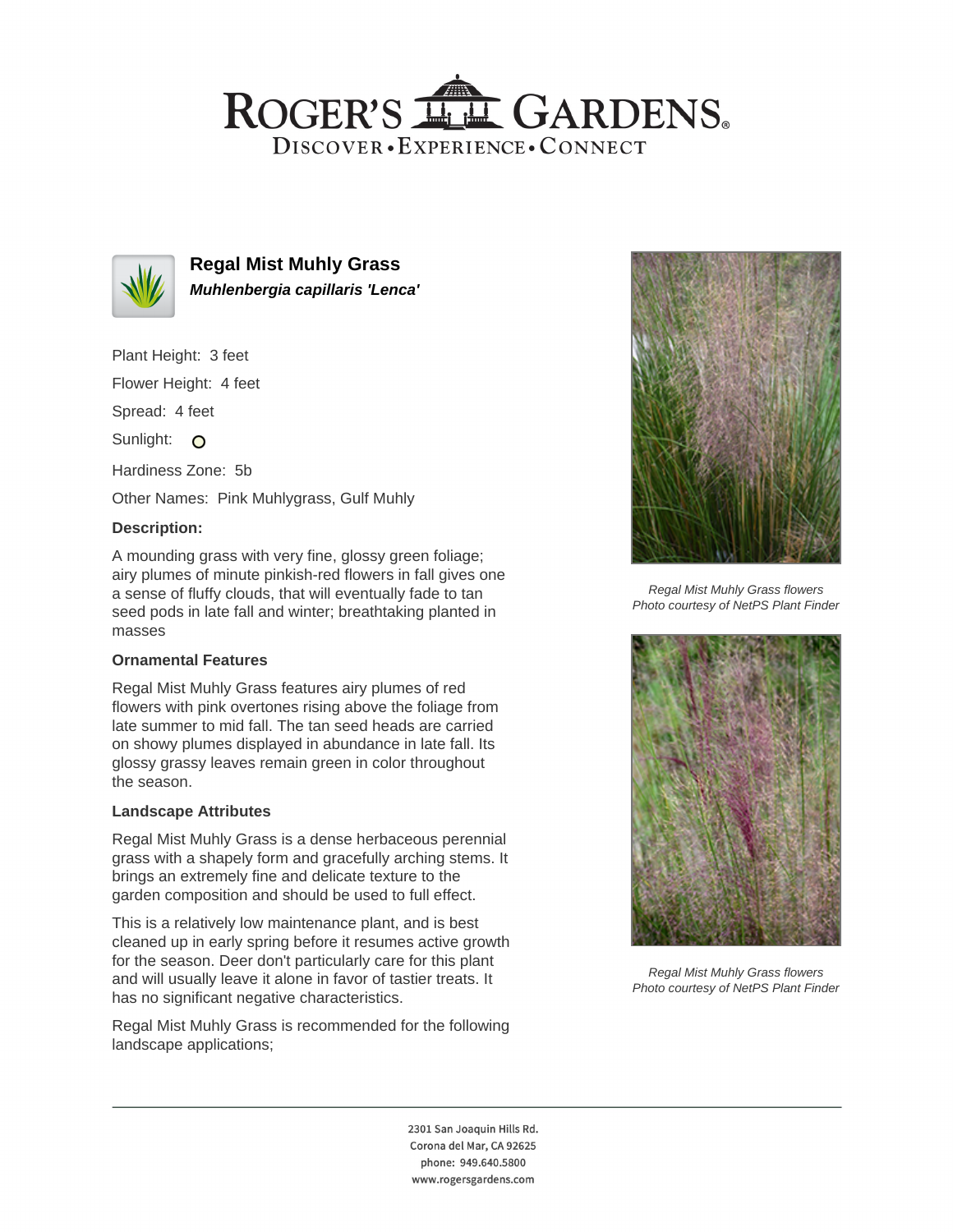# Regal Mist Muhly Grass

***Muhlenbergia capillaris 'Lenca'***

Plant Height: 3 feet

Flower Height: 4 feet

Spread: 4 feet

Sunlight:

Hardiness Zone: 5b

Other Names: Pink Muhlygrass, Gulf Muhly

### Description:

A mounding grass with very fine, glossy green foliage; airy plumes of minute pinkish-red flowers in fall gives one a sense of fluffy clouds, that will eventually fade to tan seed pods in late fall and winter; breathtaking planted in masses

### Ornamental Features

Regal Mist Muhly Grass features airy plumes of red flowers with pink overtones rising above the foliage from late summer to mid fall. The tan seed heads are carried on showy plumes displayed in abundance in late fall. Its glossy grassy leaves remain green in color throughout the season.

### Landscape Attributes

Regal Mist Muhly Grass is a dense herbaceous perennial grass with a shapely form and gracefully arching stems. It brings an extremely fine and delicate texture to the garden composition and should be used to full effect.

This is a relatively low maintenance plant, and is best cleaned up in early spring before it resumes active growth for the season. Deer don't particularly care for this plant and will usually leave it alone in favor of tastier treats. It has no significant negative characteristics.

Regal Mist Muhly Grass is recommended for the following landscape applications;

*Regal Mist Muhly Grass flowers*
*Photo courtesy of NetPS Plant Finder*

*Regal Mist Muhly Grass flowers*
*Photo courtesy of NetPS Plant Finder*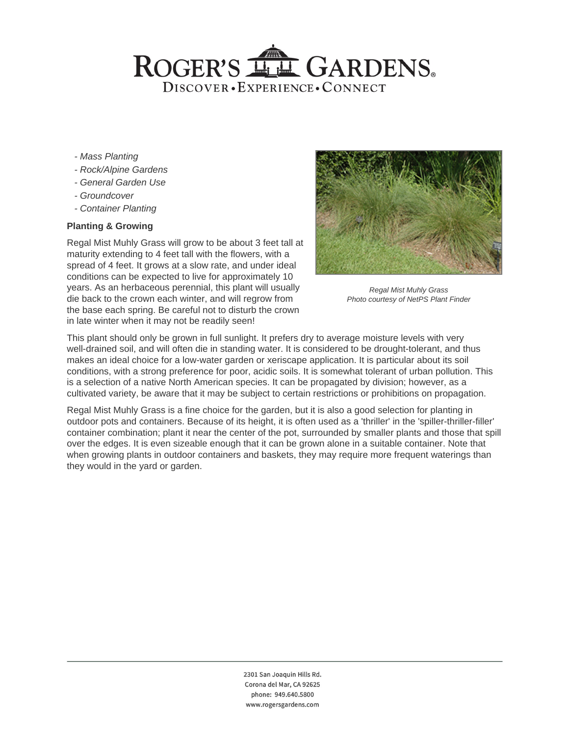- *Mass Planting*
- *Rock/Alpine Gardens*
- *General Garden Use*
- *Groundcover*
- *Container Planting*

**Planting & Growing**

Regal Mist Muhly Grass will grow to be about 3 feet tall at maturity extending to 4 feet tall with the flowers, with a spread of 4 feet. It grows at a slow rate, and under ideal conditions can be expected to live for approximately 10 years. As an herbaceous perennial, this plant will usually die back to the crown each winter, and will regrow from the base each spring. Be careful not to disturb the crown in late winter when it may not be readily seen!

*Regal Mist Muhly Grass*
*Photo courtesy of NetPS Plant Finder*

This plant should only be grown in full sunlight. It prefers dry to average moisture levels with very well-drained soil, and will often die in standing water. It is considered to be drought-tolerant, and thus makes an ideal choice for a low-water garden or xeriscape application. It is particular about its soil conditions, with a strong preference for poor, acidic soils. It is somewhat tolerant of urban pollution. This is a selection of a native North American species. It can be propagated by division; however, as a cultivated variety, be aware that it may be subject to certain restrictions or prohibitions on propagation.

Regal Mist Muhly Grass is a fine choice for the garden, but it is also a good selection for planting in outdoor pots and containers. Because of its height, it is often used as a 'thriller' in the 'spiller-thriller-filler' container combination; plant it near the center of the pot, surrounded by smaller plants and those that spill over the edges. It is even sizeable enough that it can be grown alone in a suitable container. Note that when growing plants in outdoor containers and baskets, they may require more frequent waterings than they would in the yard or garden.